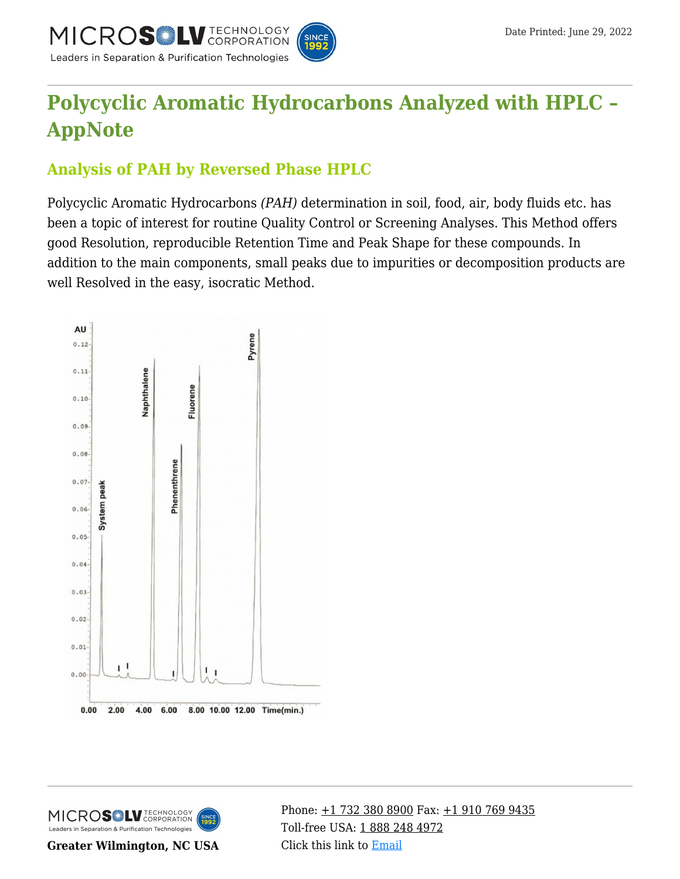# Polycyclic Aromatic Hydrocarbons Analyzed with HPLC – AppNote

## Analysis of PAH by Reversed Phase HPLC

Polycyclic Aromatic Hydrocarbons *(PAH)* determination in soil, food, air, body fluids etc. has been a topic of interest for routine Quality Control or Screening Analyses. This Method offers good Resolution, reproducible Retention Time and Peak Shape for these compounds. In addition to the main components, small peaks due to impurities or decomposition products are well Resolved in the easy, isocratic Method.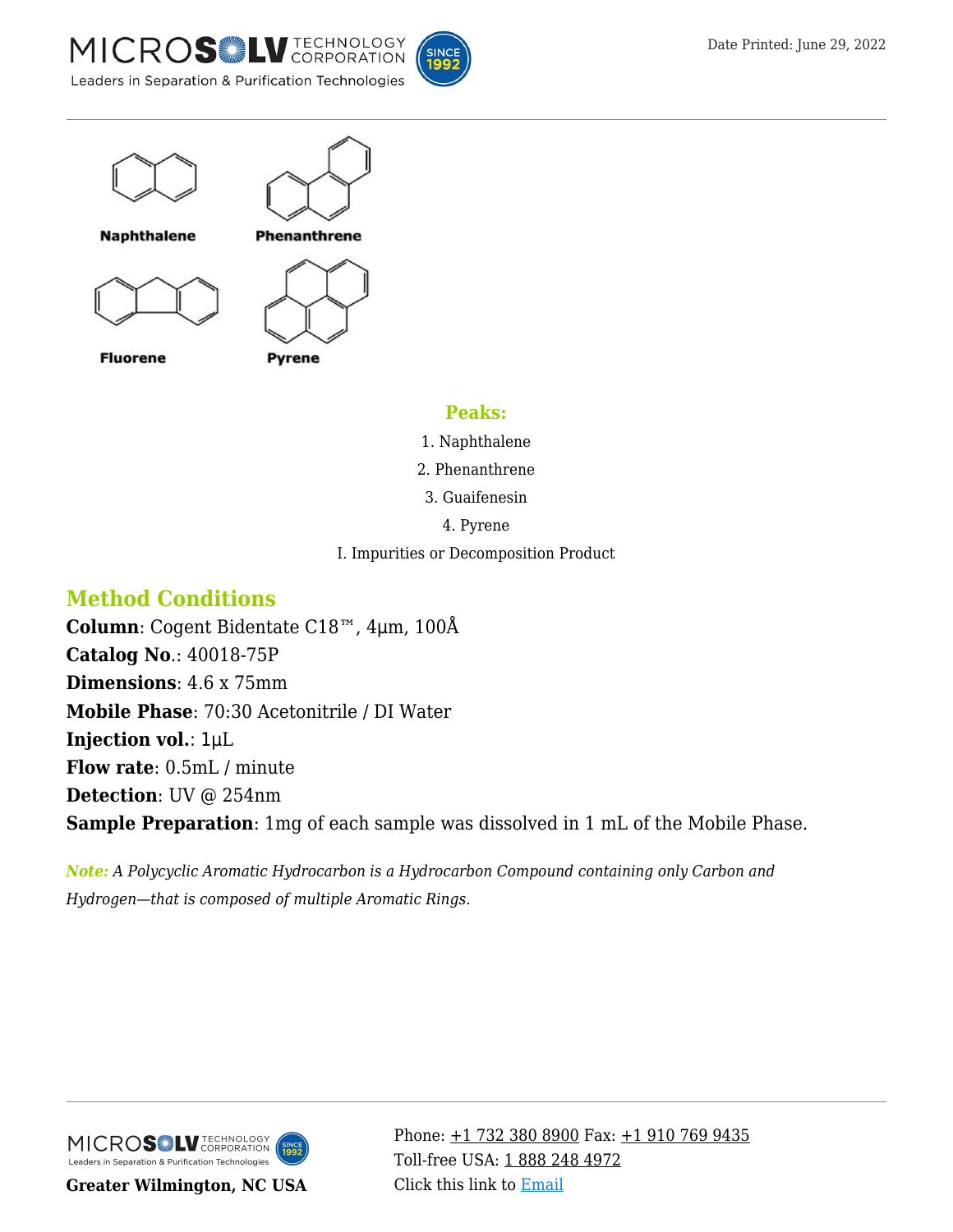Naphthalene

Phenanthrene

Fluorene

Pyrene

**Peaks:**

1. Naphthalene
2. Phenanthrene
3. Guaifenesin
4. Pyrene

I. Impurities or Decomposition Product

## Method Conditions

**Column**: Cogent Bidentate C18™, 4µm, 100Å  
**Catalog No.**: 40018-75P  
**Dimensions**: 4.6 x 75mm  
**Mobile Phase**: 70:30 Acetonitrile / DI Water  
**Injection vol.**: 1µL  
**Flow rate**: 0.5mL / minute  
**Detection**: UV @ 254nm  
**Sample Preparation**: 1mg of each sample was dissolved in 1 mL of the Mobile Phase.

***Note:*** *A Polycyclic Aromatic Hydrocarbon is a Hydrocarbon Compound containing only Carbon and Hydrogen—that is composed of multiple Aromatic Rings.*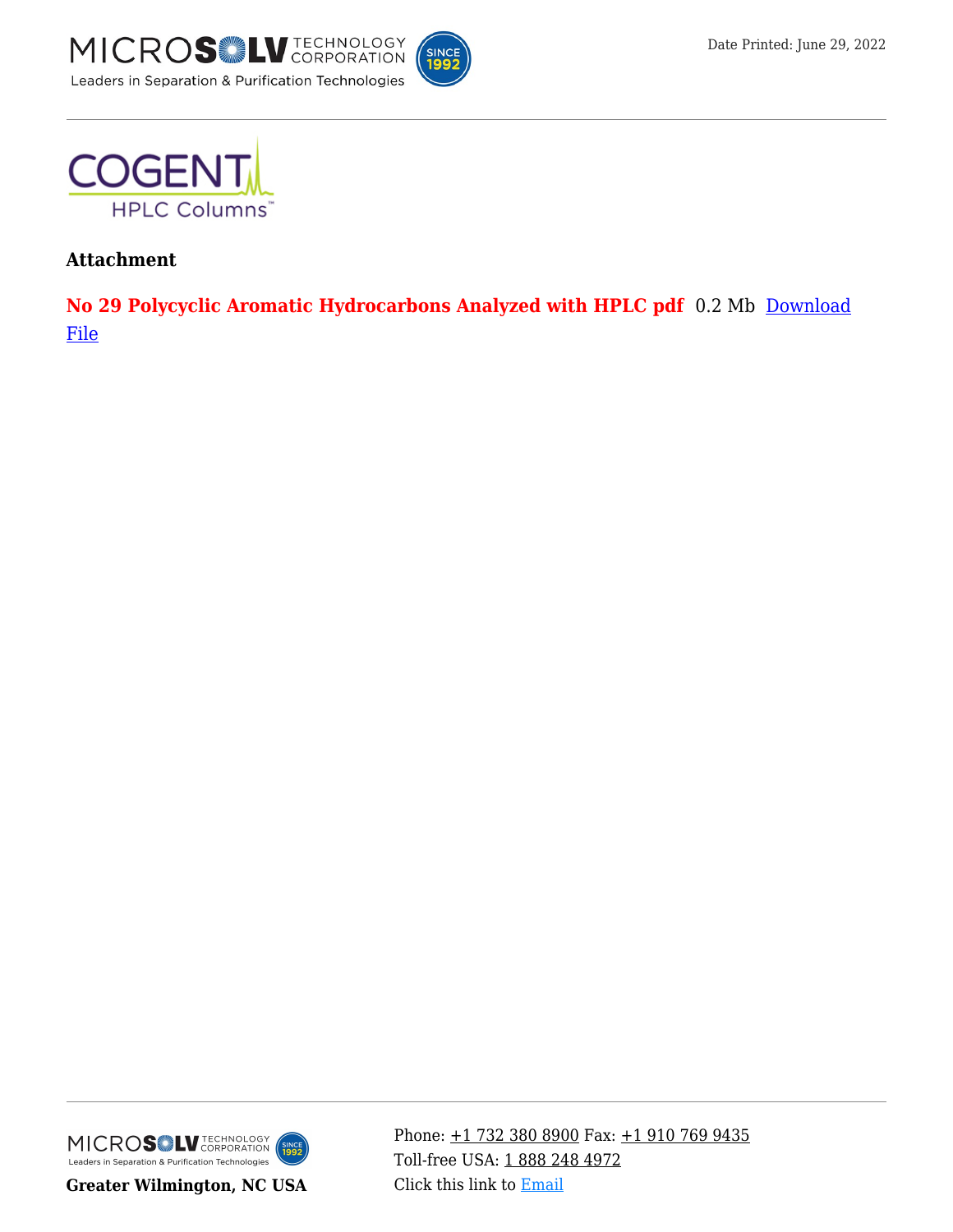**Attachment**

**No 29 Polycyclic Aromatic Hydrocarbons Analyzed with HPLC pdf** 0.2 Mb Download File

**Greater Wilmington, NC USA**

Phone: +1 732 380 8900 Fax: +1 910 769 9435
Toll-free USA: 1 888 248 4972
Click this link to Email